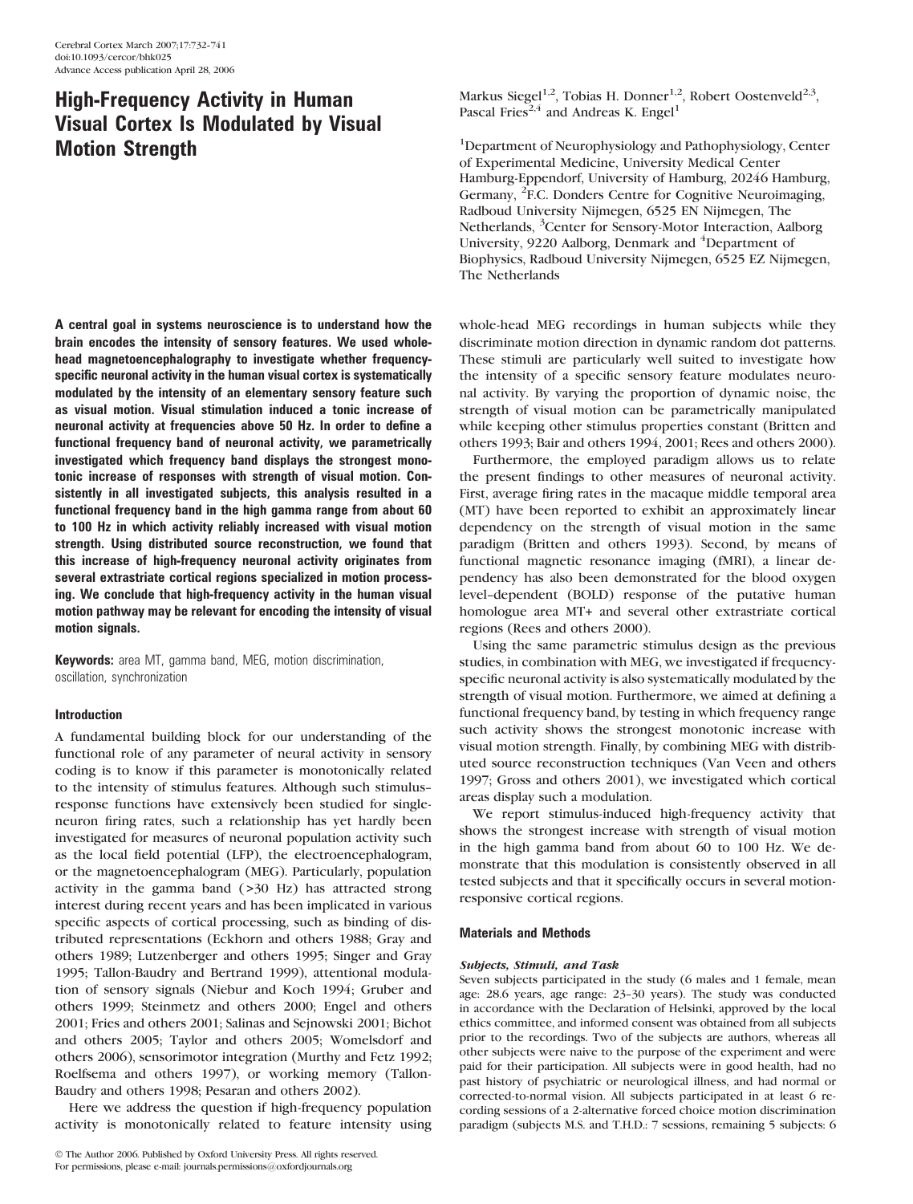# High-Frequency Activity in Human Visual Cortex Is Modulated by Visual Motion Strength

Markus Siegel[1,2], Tobias H. Donner[1,2], Robert Oostenveld[2,3], Pascal Fries[2,4] and Andreas K. Engel[1]

[1]Department of Neurophysiology and Pathophysiology, Center of Experimental Medicine, University Medical Center Hamburg-Eppendorf, University of Hamburg, 20246 Hamburg, Germany, [2]F.C. Donders Centre for Cognitive Neuroimaging, Radboud University Nijmegen, 6525 EN Nijmegen, The Netherlands, [3]Center for Sensory-Motor Interaction, Aalborg University, 9220 Aalborg, Denmark and [4]Department of Biophysics, Radboud University Nijmegen, 6525 EZ Nijmegen, The Netherlands

**A central goal in systems neuroscience is to understand how the brain encodes the intensity of sensory features. We used whole-head magnetoencephalography to investigate whether frequency-specific neuronal activity in the human visual cortex is systematically modulated by the intensity of an elementary sensory feature such as visual motion. Visual stimulation induced a tonic increase of neuronal activity at frequencies above 50 Hz. In order to define a functional frequency band of neuronal activity, we parametrically investigated which frequency band displays the strongest monotonic increase of responses with strength of visual motion. Consistently in all investigated subjects, this analysis resulted in a functional frequency band in the high gamma range from about 60 to 100 Hz in which activity reliably increased with visual motion strength. Using distributed source reconstruction, we found that this increase of high-frequency neuronal activity originates from several extrastriate cortical regions specialized in motion processing. We conclude that high-frequency activity in the human visual motion pathway may be relevant for encoding the intensity of visual motion signals.**

**Keywords:** area MT, gamma band, MEG, motion discrimination, oscillation, synchronization

## Introduction

A fundamental building block for our understanding of the functional role of any parameter of neural activity in sensory coding is to know if this parameter is monotonically related to the intensity of stimulus features. Although such stimulus–response functions have extensively been studied for single-neuron firing rates, such a relationship has yet hardly been investigated for measures of neuronal population activity such as the local field potential (LFP), the electroencephalogram, or the magnetoencephalogram (MEG). Particularly, population activity in the gamma band (>30 Hz) has attracted strong interest during recent years and has been implicated in various specific aspects of cortical processing, such as binding of distributed representations (Eckhorn and others 1988; Gray and others 1989; Lutzenberger and others 1995; Singer and Gray 1995; Tallon-Baudry and Bertrand 1999), attentional modulation of sensory signals (Niebur and Koch 1994; Gruber and others 1999; Steinmetz and others 2000; Engel and others 2001; Fries and others 2001; Salinas and Sejnowski 2001; Bichot and others 2005; Taylor and others 2005; Womelsdorf and others 2006), sensorimotor integration (Murthy and Fetz 1992; Roelfsema and others 1997), or working memory (Tallon-Baudry and others 1998; Pesaran and others 2002).

Here we address the question if high-frequency population activity is monotonically related to feature intensity using whole-head MEG recordings in human subjects while they discriminate motion direction in dynamic random dot patterns. These stimuli are particularly well suited to investigate how the intensity of a specific sensory feature modulates neuronal activity. By varying the proportion of dynamic noise, the strength of visual motion can be parametrically manipulated while keeping other stimulus properties constant (Britten and others 1993; Bair and others 1994, 2001; Rees and others 2000).

Furthermore, the employed paradigm allows us to relate the present findings to other measures of neuronal activity. First, average firing rates in the macaque middle temporal area (MT) have been reported to exhibit an approximately linear dependency on the strength of visual motion in the same paradigm (Britten and others 1993). Second, by means of functional magnetic resonance imaging (fMRI), a linear dependency has also been demonstrated for the blood oxygen level–dependent (BOLD) response of the putative human homologue area MT+ and several other extrastriate cortical regions (Rees and others 2000).

Using the same parametric stimulus design as the previous studies, in combination with MEG, we investigated if frequency-specific neuronal activity is also systematically modulated by the strength of visual motion. Furthermore, we aimed at defining a functional frequency band, by testing in which frequency range such activity shows the strongest monotonic increase with visual motion strength. Finally, by combining MEG with distributed source reconstruction techniques (Van Veen and others 1997; Gross and others 2001), we investigated which cortical areas display such a modulation.

We report stimulus-induced high-frequency activity that shows the strongest increase with strength of visual motion in the high gamma band from about 60 to 100 Hz. We demonstrate that this modulation is consistently observed in all tested subjects and that it specifically occurs in several motion-responsive cortical regions.

## Materials and Methods

### *Subjects, Stimuli, and Task*

Seven subjects participated in the study (6 males and 1 female, mean age: 28.6 years, age range: 23–30 years). The study was conducted in accordance with the Declaration of Helsinki, approved by the local ethics committee, and informed consent was obtained from all subjects prior to the recordings. Two of the subjects are authors, whereas all other subjects were naive to the purpose of the experiment and were paid for their participation. All subjects were in good health, had no past history of psychiatric or neurological illness, and had normal or corrected-to-normal vision. All subjects participated in at least 6 recording sessions of a 2-alternative forced choice motion discrimination paradigm (subjects M.S. and T.H.D.: 7 sessions, remaining 5 subjects: 6

© The Author 2006. Published by Oxford University Press. All rights reserved.
For permissions, please e-mail: journals.permissions@oxfordjournals.org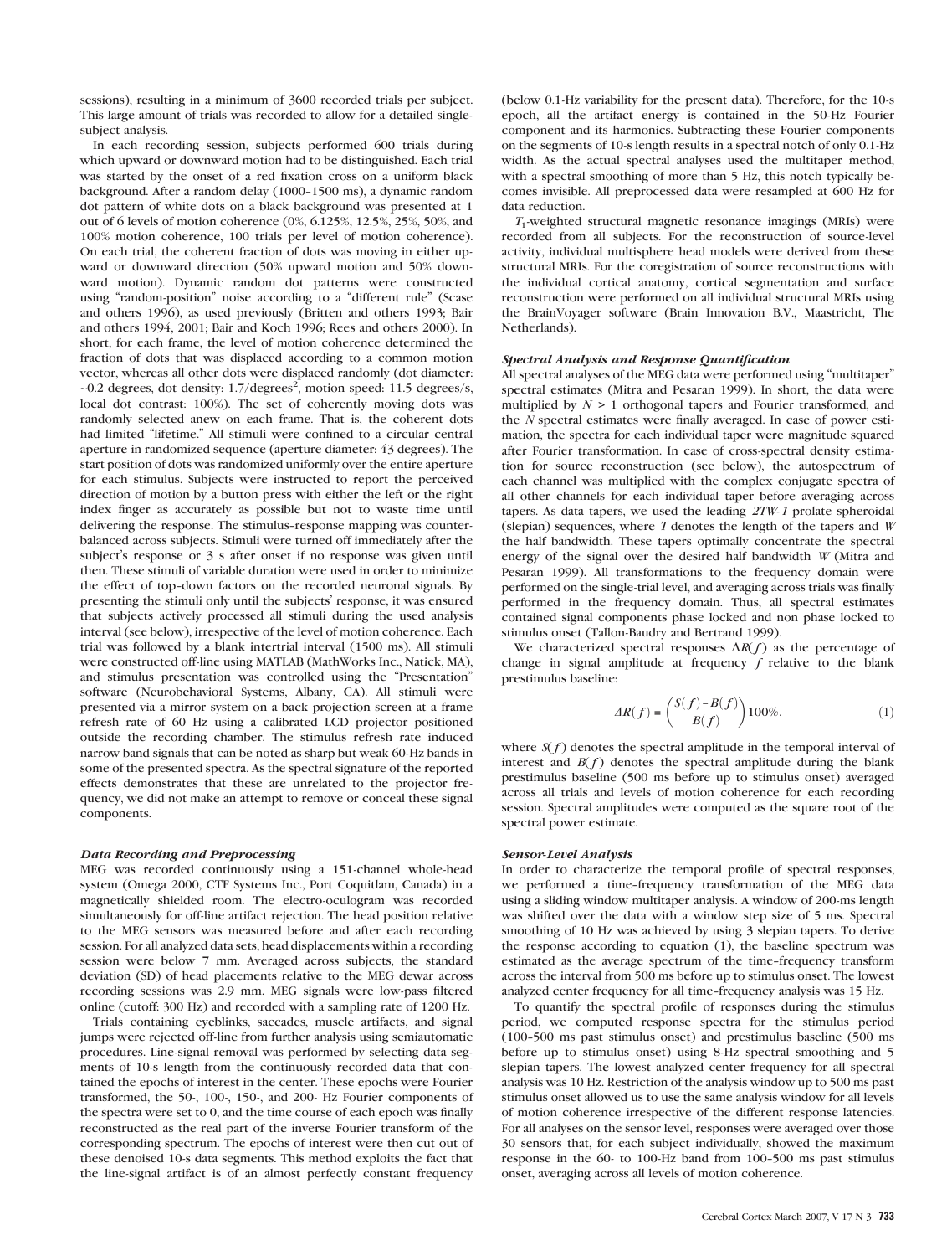sessions), resulting in a minimum of 3600 recorded trials per subject. This large amount of trials was recorded to allow for a detailed single-subject analysis.

In each recording session, subjects performed 600 trials during which upward or downward motion had to be distinguished. Each trial was started by the onset of a red fixation cross on a uniform black background. After a random delay (1000–1500 ms), a dynamic random dot pattern of white dots on a black background was presented at 1 out of 6 levels of motion coherence (0%, 6.125%, 12.5%, 25%, 50%, and 100% motion coherence, 100 trials per level of motion coherence). On each trial, the coherent fraction of dots was moving in either upward or downward direction (50% upward motion and 50% downward motion). Dynamic random dot patterns were constructed using "random-position" noise according to a "different rule" (Scase and others 1996), as used previously (Britten and others 1993; Bair and others 1994, 2001; Bair and Koch 1996; Rees and others 2000). In short, for each frame, the level of motion coherence determined the fraction of dots that was displaced according to a common motion vector, whereas all other dots were displaced randomly (dot diameter: ~0.2 degrees, dot density: 1.7/degrees$^2$, motion speed: 11.5 degrees/s, local dot contrast: 100%). The set of coherently moving dots was randomly selected anew on each frame. That is, the coherent dots had limited "lifetime." All stimuli were confined to a circular central aperture in randomized sequence (aperture diameter: 43 degrees). The start position of dots was randomized uniformly over the entire aperture for each stimulus. Subjects were instructed to report the perceived direction of motion by a button press with either the left or the right index finger as accurately as possible but not to waste time until delivering the response. The stimulus–response mapping was counterbalanced across subjects. Stimuli were turned off immediately after the subject's response or 3 s after onset if no response was given until then. These stimuli of variable duration were used in order to minimize the effect of top–down factors on the recorded neuronal signals. By presenting the stimuli only until the subjects' response, it was ensured that subjects actively processed all stimuli during the used analysis interval (see below), irrespective of the level of motion coherence. Each trial was followed by a blank intertrial interval (1500 ms). All stimuli were constructed off-line using MATLAB (MathWorks Inc., Natick, MA), and stimulus presentation was controlled using the "Presentation" software (Neurobehavioral Systems, Albany, CA). All stimuli were presented via a mirror system on a back projection screen at a frame refresh rate of 60 Hz using a calibrated LCD projector positioned outside the recording chamber. The stimulus refresh rate induced narrow band signals that can be noted as sharp but weak 60-Hz bands in some of the presented spectra. As the spectral signature of the reported effects demonstrates that these are unrelated to the projector frequency, we did not make an attempt to remove or conceal these signal components.

### *Data Recording and Preprocessing*

MEG was recorded continuously using a 151-channel whole-head system (Omega 2000, CTF Systems Inc., Port Coquitlam, Canada) in a magnetically shielded room. The electro-oculogram was recorded simultaneously for off-line artifact rejection. The head position relative to the MEG sensors was measured before and after each recording session. For all analyzed data sets, head displacements within a recording session were below 7 mm. Averaged across subjects, the standard deviation (SD) of head placements relative to the MEG dewar across recording sessions was 2.9 mm. MEG signals were low-pass filtered online (cutoff: 300 Hz) and recorded with a sampling rate of 1200 Hz.

Trials containing eyeblinks, saccades, muscle artifacts, and signal jumps were rejected off-line from further analysis using semiautomatic procedures. Line-signal removal was performed by selecting data segments of 10-s length from the continuously recorded data that contained the epochs of interest in the center. These epochs were Fourier transformed, the 50-, 100-, 150-, and 200- Hz Fourier components of the spectra were set to 0, and the time course of each epoch was finally reconstructed as the real part of the inverse Fourier transform of the corresponding spectrum. The epochs of interest were then cut out of these denoised 10-s data segments. This method exploits the fact that the line-signal artifact is of an almost perfectly constant frequency (below 0.1-Hz variability for the present data). Therefore, for the 10-s epoch, all the artifact energy is contained in the 50-Hz Fourier component and its harmonics. Subtracting these Fourier components on the segments of 10-s length results in a spectral notch of only 0.1-Hz width. As the actual spectral analyses used the multitaper method, with a spectral smoothing of more than 5 Hz, this notch typically becomes invisible. All preprocessed data were resampled at 600 Hz for data reduction.

$T_1$-weighted structural magnetic resonance imagings (MRIs) were recorded from all subjects. For the reconstruction of source-level activity, individual multisphere head models were derived from these structural MRIs. For the coregistration of source reconstructions with the individual cortical anatomy, cortical segmentation and surface reconstruction were performed on all individual structural MRIs using the BrainVoyager software (Brain Innovation B.V., Maastricht, The Netherlands).

### *Spectral Analysis and Response Quantification*

All spectral analyses of the MEG data were performed using "multitaper" spectral estimates (Mitra and Pesaran 1999). In short, the data were multiplied by $N > 1$ orthogonal tapers and Fourier transformed, and the $N$ spectral estimates were finally averaged. In case of power estimation, the spectra for each individual taper were magnitude squared after Fourier transformation. In case of cross-spectral density estimation for source reconstruction (see below), the autospectrum of each channel was multiplied with the complex conjugate spectra of all other channels for each individual taper before averaging across tapers. As data tapers, we used the leading *2TW-1* prolate spheroidal (slepian) sequences, where $T$ denotes the length of the tapers and $W$ the half bandwidth. These tapers optimally concentrate the spectral energy of the signal over the desired half bandwidth $W$ (Mitra and Pesaran 1999). All transformations to the frequency domain were performed on the single-trial level, and averaging across trials was finally performed in the frequency domain. Thus, all spectral estimates contained signal components phase locked and non phase locked to stimulus onset (Tallon-Baudry and Bertrand 1999).

We characterized spectral responses $\Delta R(f)$ as the percentage of change in signal amplitude at frequency $f$ relative to the blank prestimulus baseline:

$$\Delta R(f) = \left(\frac{S(f) - B(f)}{B(f)}\right) 100\%, \quad (1)$$

where $S(f)$ denotes the spectral amplitude in the temporal interval of interest and $B(f)$ denotes the spectral amplitude during the blank prestimulus baseline (500 ms before up to stimulus onset) averaged across all trials and levels of motion coherence for each recording session. Spectral amplitudes were computed as the square root of the spectral power estimate.

### *Sensor-Level Analysis*

In order to characterize the temporal profile of spectral responses, we performed a time–frequency transformation of the MEG data using a sliding window multitaper analysis. A window of 200-ms length was shifted over the data with a window step size of 5 ms. Spectral smoothing of 10 Hz was achieved by using 3 slepian tapers. To derive the response according to equation (1), the baseline spectrum was estimated as the average spectrum of the time–frequency transform across the interval from 500 ms before up to stimulus onset. The lowest analyzed center frequency for all time–frequency analysis was 15 Hz.

To quantify the spectral profile of responses during the stimulus period, we computed response spectra for the stimulus period (100–500 ms past stimulus onset) and prestimulus baseline (500 ms before up to stimulus onset) using 8-Hz spectral smoothing and 5 slepian tapers. The lowest analyzed center frequency for all spectral analysis was 10 Hz. Restriction of the analysis window up to 500 ms past stimulus onset allowed us to use the same analysis window for all levels of motion coherence irrespective of the different response latencies. For all analyses on the sensor level, responses were averaged over those 30 sensors that, for each subject individually, showed the maximum response in the 60- to 100-Hz band from 100–500 ms past stimulus onset, averaging across all levels of motion coherence.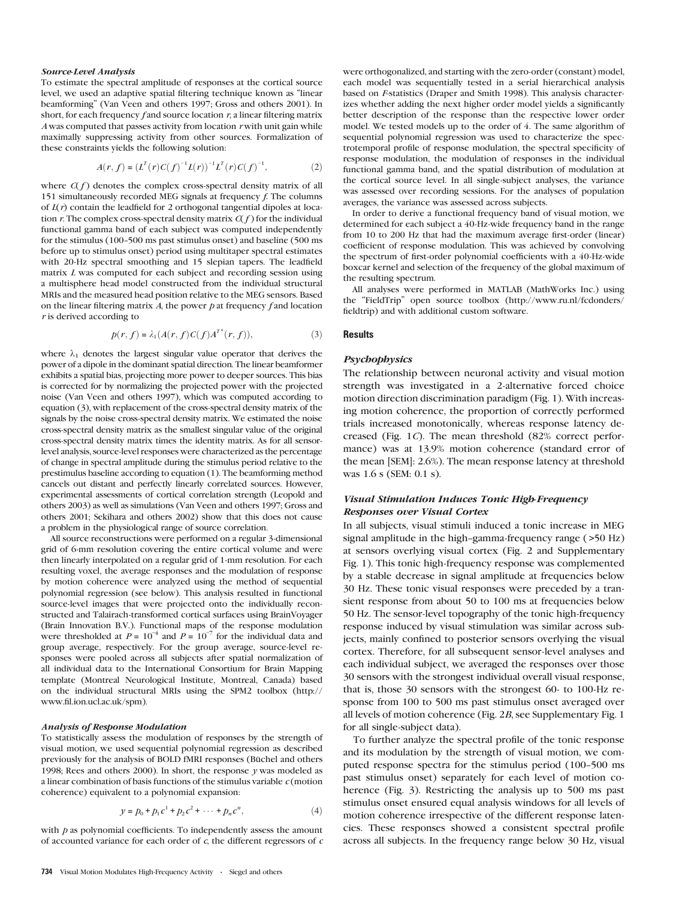### *Source-Level Analysis*

To estimate the spectral amplitude of responses at the cortical source level, we used an adaptive spatial filtering technique known as "linear beamforming" (Van Veen and others 1997; Gross and others 2001). In short, for each frequency $f$ and source location $r$, a linear filtering matrix $A$ was computed that passes activity from location $r$ with unit gain while maximally suppressing activity from other sources. Formalization of these constraints yields the following solution:

$$A(r, f) = (L^T(r)C(f)^{-1}L(r))^{-1}L^T(r)C(f)^{-1}, \quad (2)$$

where $C(f)$ denotes the complex cross-spectral density matrix of all 151 simultaneously recorded MEG signals at frequency $f$. The columns of $L(r)$ contain the leadfield for 2 orthogonal tangential dipoles at location $r$. The complex cross-spectral density matrix $C(f)$ for the individual functional gamma band of each subject was computed independently for the stimulus (100–500 ms past stimulus onset) and baseline (500 ms before up to stimulus onset) period using multitaper spectral estimates with 20-Hz spectral smoothing and 15 slepian tapers. The leadfield matrix $L$ was computed for each subject and recording session using a multisphere head model constructed from the individual structural MRIs and the measured head position relative to the MEG sensors. Based on the linear filtering matrix $A$, the power $p$ at frequency $f$ and location $r$ is derived according to

$$p(r, f) = \lambda_1(A(r, f)C(f)A^{T^*}(r, f)), \quad (3)$$

where $\lambda_1$ denotes the largest singular value operator that derives the power of a dipole in the dominant spatial direction. The linear beamformer exhibits a spatial bias, projecting more power to deeper sources. This bias is corrected for by normalizing the projected power with the projected noise (Van Veen and others 1997), which was computed according to equation (3), with replacement of the cross-spectral density matrix of the signals by the noise cross-spectral density matrix. We estimated the noise cross-spectral density matrix as the smallest singular value of the original cross-spectral density matrix times the identity matrix. As for all sensor-level analysis, source-level responses were characterized as the percentage of change in spectral amplitude during the stimulus period relative to the prestimulus baseline according to equation (1). The beamforming method cancels out distant and perfectly linearly correlated sources. However, experimental assessments of cortical correlation strength (Leopold and others 2003) as well as simulations (Van Veen and others 1997; Gross and others 2001; Sekihara and others 2002) show that this does not cause a problem in the physiological range of source correlation.

All source reconstructions were performed on a regular 3-dimensional grid of 6-mm resolution covering the entire cortical volume and were then linearly interpolated on a regular grid of 1-mm resolution. For each resulting voxel, the average responses and the modulation of response by motion coherence were analyzed using the method of sequential polynomial regression (see below). This analysis resulted in functional source-level images that were projected onto the individually reconstructed and Talairach-transformed cortical surfaces using BrainVoyager (Brain Innovation B.V.). Functional maps of the response modulation were thresholded at $P = 10^{-4}$ and $P = 10^{-7}$ for the individual data and group average, respectively. For the group average, source-level responses were pooled across all subjects after spatial normalization of all individual data to the International Consortium for Brain Mapping template (Montreal Neurological Institute, Montreal, Canada) based on the individual structural MRIs using the SPM2 toolbox (http://www.fil.ion.ucl.ac.uk/spm).

### *Analysis of Response Modulation*

To statistically assess the modulation of responses by the strength of visual motion, we used sequential polynomial regression as described previously for the analysis of BOLD fMRI responses (Büchel and others 1998; Rees and others 2000). In short, the response $y$ was modeled as a linear combination of basis functions of the stimulus variable $c$ (motion coherence) equivalent to a polynomial expansion:

$$y = p_0 + p_1c^1 + p_2c^2 + \cdots + p_nc^n, \quad (4)$$

with $p$ as polynomial coefficients. To independently assess the amount of accounted variance for each order of $c$, the different regressors of $c$ were orthogonalized, and starting with the zero-order (constant) model, each model was sequentially tested in a serial hierarchical analysis based on $F$-statistics (Draper and Smith 1998). This analysis characterizes whether adding the next higher order model yields a significantly better description of the response than the respective lower order model. We tested models up to the order of 4. The same algorithm of sequential polynomial regression was used to characterize the spectrotemporal profile of response modulation, the spectral specificity of response modulation, the modulation of responses in the individual functional gamma band, and the spatial distribution of modulation at the cortical source level. In all single-subject analyses, the variance was assessed over recording sessions. For the analyses of population averages, the variance was assessed across subjects.

In order to derive a functional frequency band of visual motion, we determined for each subject a 40-Hz-wide frequency band in the range from 10 to 200 Hz that had the maximum average first-order (linear) coefficient of response modulation. This was achieved by convolving the spectrum of first-order polynomial coefficients with a 40-Hz-wide boxcar kernel and selection of the frequency of the global maximum of the resulting spectrum.

All analyses were performed in MATLAB (MathWorks Inc.) using the "FieldTrip" open source toolbox (http://www.ru.nl/fcdonders/fieldtrip) and with additional custom software.

## Results

### *Psychophysics*

The relationship between neuronal activity and visual motion strength was investigated in a 2-alternative forced choice motion direction discrimination paradigm (Fig. 1). With increasing motion coherence, the proportion of correctly performed trials increased monotonically, whereas response latency decreased (Fig. 1*C*). The mean threshold (82% correct performance) was at 13.9% motion coherence (standard error of the mean [SEM]: 2.6%). The mean response latency at threshold was 1.6 s (SEM: 0.1 s).

### *Visual Stimulation Induces Tonic High-Frequency Responses over Visual Cortex*

In all subjects, visual stimuli induced a tonic increase in MEG signal amplitude in the high–gamma-frequency range (>50 Hz) at sensors overlying visual cortex (Fig. 2 and Supplementary Fig. 1). This tonic high-frequency response was complemented by a stable decrease in signal amplitude at frequencies below 30 Hz. These tonic visual responses were preceded by a transient response from about 50 to 100 ms at frequencies below 50 Hz. The sensor-level topography of the tonic high-frequency response induced by visual stimulation was similar across subjects, mainly confined to posterior sensors overlying the visual cortex. Therefore, for all subsequent sensor-level analyses and each individual subject, we averaged the responses over those 30 sensors with the strongest individual overall visual response, that is, those 30 sensors with the strongest 60- to 100-Hz response from 100 to 500 ms past stimulus onset averaged over all levels of motion coherence (Fig. 2*B*, see Supplementary Fig. 1 for all single-subject data).

To further analyze the spectral profile of the tonic response and its modulation by the strength of visual motion, we computed response spectra for the stimulus period (100–500 ms past stimulus onset) separately for each level of motion coherence (Fig. 3). Restricting the analysis up to 500 ms past stimulus onset ensured equal analysis windows for all levels of motion coherence irrespective of the different response latencies. These responses showed a consistent spectral profile across all subjects. In the frequency range below 30 Hz, visual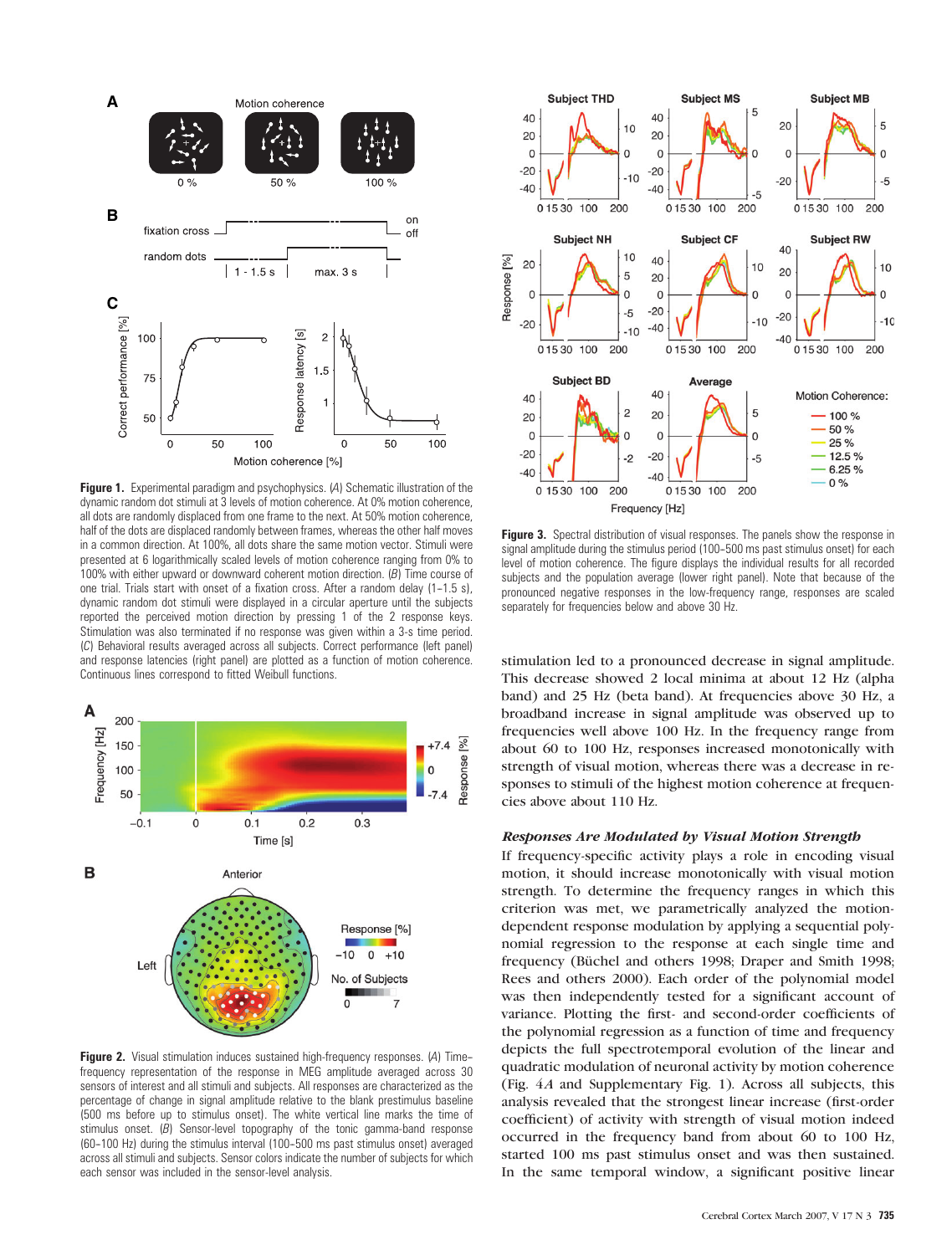**Figure 1.** Experimental paradigm and psychophysics. (*A*) Schematic illustration of the dynamic random dot stimuli at 3 levels of motion coherence. At 0% motion coherence, all dots are randomly displaced from one frame to the next. At 50% motion coherence, half of the dots are displaced randomly between frames, whereas the other half moves in a common direction. At 100%, all dots share the same motion vector. Stimuli were presented at 6 logarithmically scaled levels of motion coherence ranging from 0% to 100% with either upward or downward coherent motion direction. (*B*) Time course of one trial. Trials start with onset of a fixation cross. After a random delay (1–1.5 s), dynamic random dot stimuli were displayed in a circular aperture until the subjects reported the perceived motion direction by pressing 1 of the 2 response keys. Stimulation was also terminated if no response was given within a 3-s time period. (*C*) Behavioral results averaged across all subjects. Correct performance (left panel) and response latencies (right panel) are plotted as a function of motion coherence. Continuous lines correspond to fitted Weibull functions.

**Figure 2.** Visual stimulation induces sustained high-frequency responses. (*A*) Time–frequency representation of the response in MEG amplitude averaged across 30 sensors of interest and all stimuli and subjects. All responses are characterized as the percentage of change in signal amplitude relative to the blank prestimulus baseline (500 ms before up to stimulus onset). The white vertical line marks the time of stimulus onset. (*B*) Sensor-level topography of the tonic gamma-band response (60–100 Hz) during the stimulus interval (100–500 ms past stimulus onset) averaged across all stimuli and subjects. Sensor colors indicate the number of subjects for which each sensor was included in the sensor-level analysis.

**Figure 3.** Spectral distribution of visual responses. The panels show the response in signal amplitude during the stimulus period (100–500 ms past stimulus onset) for each level of motion coherence. The figure displays the individual results for all recorded subjects and the population average (lower right panel). Note that because of the pronounced negative responses in the low-frequency range, responses are scaled separately for frequencies below and above 30 Hz.

stimulation led to a pronounced decrease in signal amplitude. This decrease showed 2 local minima at about 12 Hz (alpha band) and 25 Hz (beta band). At frequencies above 30 Hz, a broadband increase in signal amplitude was observed up to frequencies well above 100 Hz. In the frequency range from about 60 to 100 Hz, responses increased monotonically with strength of visual motion, whereas there was a decrease in responses to stimuli of the highest motion coherence at frequencies above about 110 Hz.

### *Responses Are Modulated by Visual Motion Strength*

If frequency-specific activity plays a role in encoding visual motion, it should increase monotonically with visual motion strength. To determine the frequency ranges in which this criterion was met, we parametrically analyzed the motion-dependent response modulation by applying a sequential polynomial regression to the response at each single time and frequency (Büchel and others 1998; Draper and Smith 1998; Rees and others 2000). Each order of the polynomial model was then independently tested for a significant account of variance. Plotting the first- and second-order coefficients of the polynomial regression as a function of time and frequency depicts the full spectrotemporal evolution of the linear and quadratic modulation of neuronal activity by motion coherence (Fig. 4*A* and Supplementary Fig. 1). Across all subjects, this analysis revealed that the strongest linear increase (first-order coefficient) of activity with strength of visual motion indeed occurred in the frequency band from about 60 to 100 Hz, started 100 ms past stimulus onset and was then sustained. In the same temporal window, a significant positive linear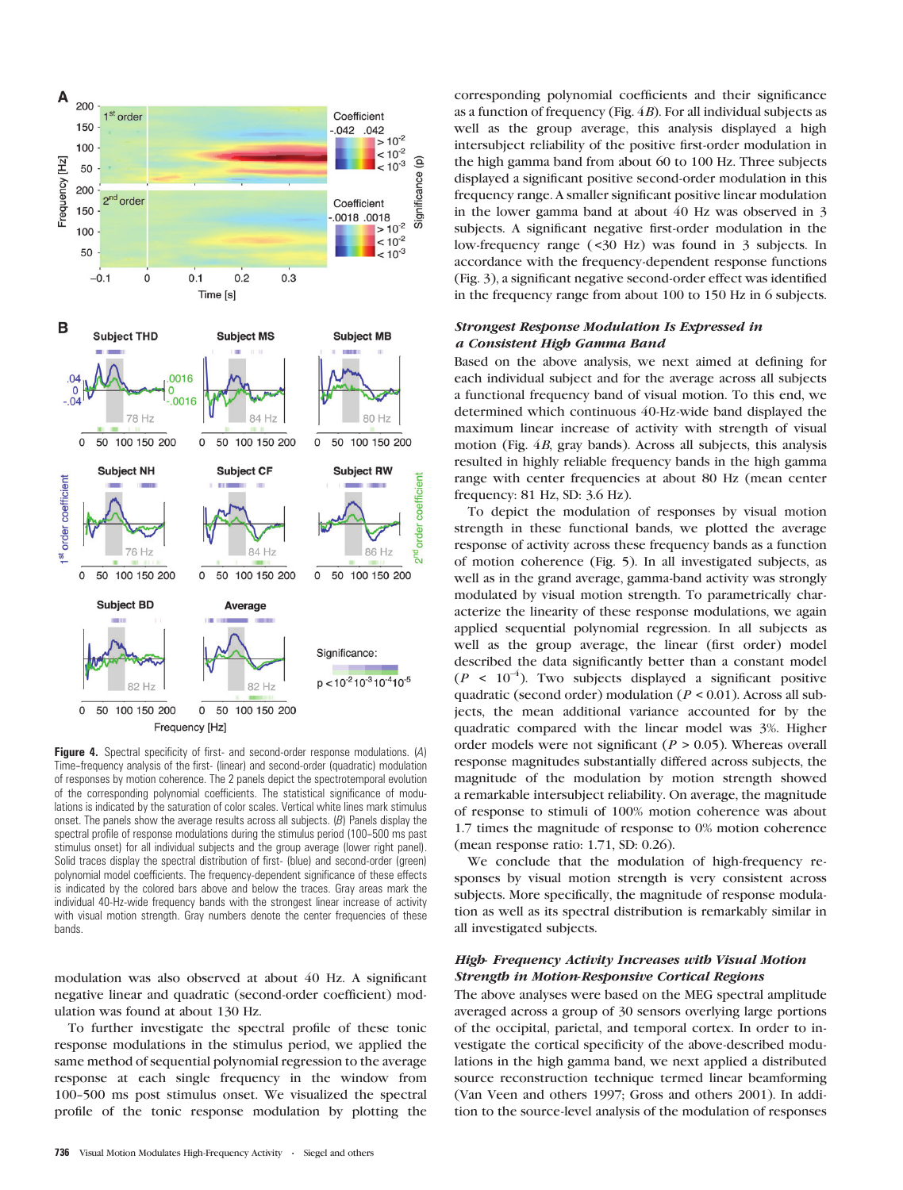**Figure 4.** Spectral specificity of first- and second-order response modulations. (*A*) Time–frequency analysis of the first- (linear) and second-order (quadratic) modulation of responses by motion coherence. The 2 panels depict the spectrotemporal evolution of the corresponding polynomial coefficients. The statistical significance of modulations is indicated by the saturation of color scales. Vertical white lines mark stimulus onset. The panels show the average results across all subjects. (*B*) Panels display the spectral profile of response modulations during the stimulus period (100–500 ms past stimulus onset) for all individual subjects and the group average (lower right panel). Solid traces display the spectral distribution of first- (blue) and second-order (green) polynomial model coefficients. The frequency-dependent significance of these effects is indicated by the colored bars above and below the traces. Gray areas mark the individual 40-Hz-wide frequency bands with the strongest linear increase of activity with visual motion strength. Gray numbers denote the center frequencies of these bands.

modulation was also observed at about 40 Hz. A significant negative linear and quadratic (second-order coefficient) modulation was found at about 130 Hz.

To further investigate the spectral profile of these tonic response modulations in the stimulus period, we applied the same method of sequential polynomial regression to the average response at each single frequency in the window from 100–500 ms post stimulus onset. We visualized the spectral profile of the tonic response modulation by plotting the corresponding polynomial coefficients and their significance as a function of frequency (Fig. 4*B*). For all individual subjects as well as the group average, this analysis displayed a high intersubject reliability of the positive first-order modulation in the high gamma band from about 60 to 100 Hz. Three subjects displayed a significant positive second-order modulation in this frequency range. A smaller significant positive linear modulation in the lower gamma band at about 40 Hz was observed in 3 subjects. A significant negative first-order modulation in the low-frequency range (<30 Hz) was found in 3 subjects. In accordance with the frequency-dependent response functions (Fig. 3), a significant negative second-order effect was identified in the frequency range from about 100 to 150 Hz in 6 subjects.

### *Strongest Response Modulation Is Expressed in a Consistent High Gamma Band*

Based on the above analysis, we next aimed at defining for each individual subject and for the average across all subjects a functional frequency band of visual motion. To this end, we determined which continuous 40-Hz-wide band displayed the maximum linear increase of activity with strength of visual motion (Fig. 4*B*, gray bands). Across all subjects, this analysis resulted in highly reliable frequency bands in the high gamma range with center frequencies at about 80 Hz (mean center frequency: 81 Hz, SD: 3.6 Hz).

To depict the modulation of responses by visual motion strength in these functional bands, we plotted the average response of activity across these frequency bands as a function of motion coherence (Fig. 5). In all investigated subjects, as well as in the grand average, gamma-band activity was strongly modulated by visual motion strength. To parametrically characterize the linearity of these response modulations, we again applied sequential polynomial regression. In all subjects as well as the group average, the linear (first order) model described the data significantly better than a constant model ($P < 10^{-4}$). Two subjects displayed a significant positive quadratic (second order) modulation ($P < 0.01$). Across all subjects, the mean additional variance accounted for by the quadratic compared with the linear model was 3%. Higher order models were not significant ($P > 0.05$). Whereas overall response magnitudes substantially differed across subjects, the magnitude of the modulation by motion strength showed a remarkable intersubject reliability. On average, the magnitude of response to stimuli of 100% motion coherence was about 1.7 times the magnitude of response to 0% motion coherence (mean response ratio: 1.71, SD: 0.26).

We conclude that the modulation of high-frequency responses by visual motion strength is very consistent across subjects. More specifically, the magnitude of response modulation as well as its spectral distribution is remarkably similar in all investigated subjects.

### *High- Frequency Activity Increases with Visual Motion Strength in Motion-Responsive Cortical Regions*

The above analyses were based on the MEG spectral amplitude averaged across a group of 30 sensors overlying large portions of the occipital, parietal, and temporal cortex. In order to investigate the cortical specificity of the above-described modulations in the high gamma band, we next applied a distributed source reconstruction technique termed linear beamforming (Van Veen and others 1997; Gross and others 2001). In addition to the source-level analysis of the modulation of responses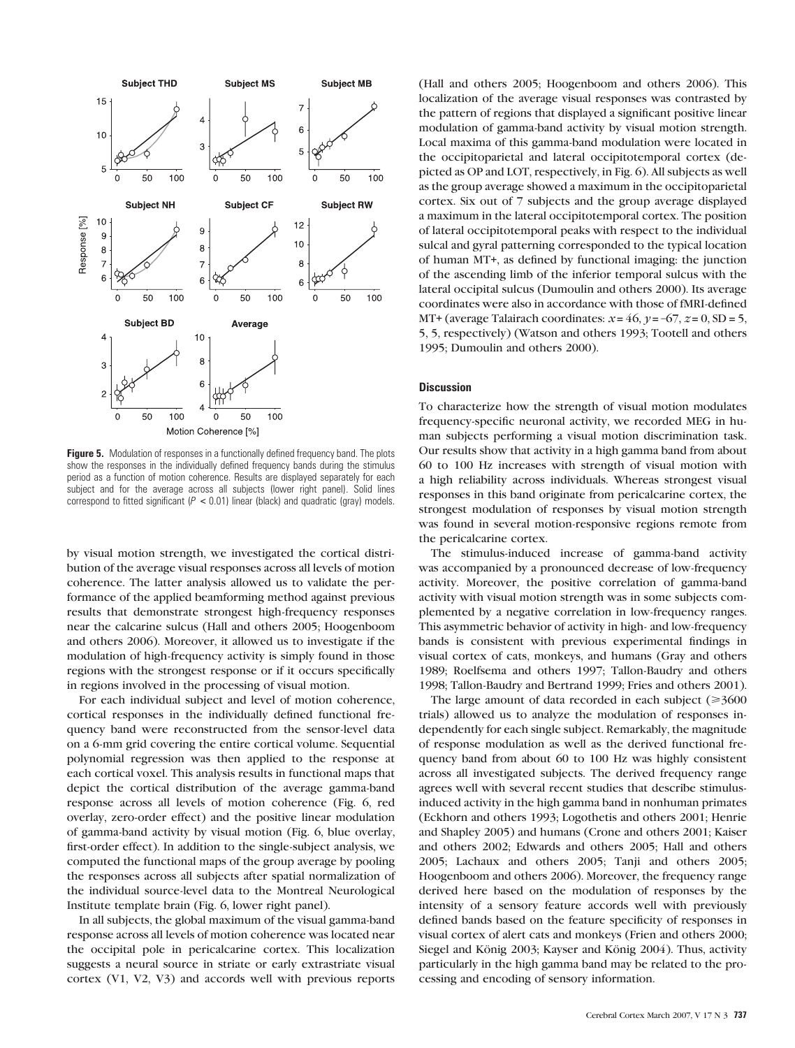**Figure 5.** Modulation of responses in a functionally defined frequency band. The plots show the responses in the individually defined frequency bands during the stimulus period as a function of motion coherence. Results are displayed separately for each subject and for the average across all subjects (lower right panel). Solid lines correspond to fitted significant ($P < 0.01$) linear (black) and quadratic (gray) models.

by visual motion strength, we investigated the cortical distribution of the average visual responses across all levels of motion coherence. The latter analysis allowed us to validate the performance of the applied beamforming method against previous results that demonstrate strongest high-frequency responses near the calcarine sulcus (Hall and others 2005; Hoogenboom and others 2006). Moreover, it allowed us to investigate if the modulation of high-frequency activity is simply found in those regions with the strongest response or if it occurs specifically in regions involved in the processing of visual motion.

For each individual subject and level of motion coherence, cortical responses in the individually defined functional frequency band were reconstructed from the sensor-level data on a 6-mm grid covering the entire cortical volume. Sequential polynomial regression was then applied to the response at each cortical voxel. This analysis results in functional maps that depict the cortical distribution of the average gamma-band response across all levels of motion coherence (Fig. 6, red overlay, zero-order effect) and the positive linear modulation of gamma-band activity by visual motion (Fig. 6, blue overlay, first-order effect). In addition to the single-subject analysis, we computed the functional maps of the group average by pooling the responses across all subjects after spatial normalization of the individual source-level data to the Montreal Neurological Institute template brain (Fig. 6, lower right panel).

In all subjects, the global maximum of the visual gamma-band response across all levels of motion coherence was located near the occipital pole in pericalcarine cortex. This localization suggests a neural source in striate or early extrastriate visual cortex (V1, V2, V3) and accords well with previous reports (Hall and others 2005; Hoogenboom and others 2006). This localization of the average visual responses was contrasted by the pattern of regions that displayed a significant positive linear modulation of gamma-band activity by visual motion strength. Local maxima of this gamma-band modulation were located in the occipitoparietal and lateral occipitotemporal cortex (depicted as OP and LOT, respectively, in Fig. 6). All subjects as well as the group average showed a maximum in the occipitoparietal cortex. Six out of 7 subjects and the group average displayed a maximum in the lateral occipitotemporal cortex. The position of lateral occipitotemporal peaks with respect to the individual sulcal and gyral patterning corresponded to the typical location of human MT+, as defined by functional imaging: the junction of the ascending limb of the inferior temporal sulcus with the lateral occipital sulcus (Dumoulin and others 2000). Its average coordinates were also in accordance with those of fMRI-defined MT+ (average Talairach coordinates: $x = 46$, $y = -67$, $z = 0$, SD = 5, 5, 5, respectively) (Watson and others 1993; Tootell and others 1995; Dumoulin and others 2000).

## Discussion

To characterize how the strength of visual motion modulates frequency-specific neuronal activity, we recorded MEG in human subjects performing a visual motion discrimination task. Our results show that activity in a high gamma band from about 60 to 100 Hz increases with strength of visual motion with a high reliability across individuals. Whereas strongest visual responses in this band originate from pericalcarine cortex, the strongest modulation of responses by visual motion strength was found in several motion-responsive regions remote from the pericalcarine cortex.

The stimulus-induced increase of gamma-band activity was accompanied by a pronounced decrease of low-frequency activity. Moreover, the positive correlation of gamma-band activity with visual motion strength was in some subjects complemented by a negative correlation in low-frequency ranges. This asymmetric behavior of activity in high- and low-frequency bands is consistent with previous experimental findings in visual cortex of cats, monkeys, and humans (Gray and others 1989; Roelfsema and others 1997; Tallon-Baudry and others 1998; Tallon-Baudry and Bertrand 1999; Fries and others 2001).

The large amount of data recorded in each subject ($\geqslant$3600 trials) allowed us to analyze the modulation of responses independently for each single subject. Remarkably, the magnitude of response modulation as well as the derived functional frequency band from about 60 to 100 Hz was highly consistent across all investigated subjects. The derived frequency range agrees well with several recent studies that describe stimulus-induced activity in the high gamma band in nonhuman primates (Eckhorn and others 1993; Logothetis and others 2001; Henrie and Shapley 2005) and humans (Crone and others 2001; Kaiser and others 2002; Edwards and others 2005; Hall and others 2005; Lachaux and others 2005; Tanji and others 2005; Hoogenboom and others 2006). Moreover, the frequency range derived here based on the modulation of responses by the intensity of a sensory feature accords well with previously defined bands based on the feature specificity of responses in visual cortex of alert cats and monkeys (Frien and others 2000; Siegel and König 2003; Kayser and König 2004). Thus, activity particularly in the high gamma band may be related to the processing and encoding of sensory information.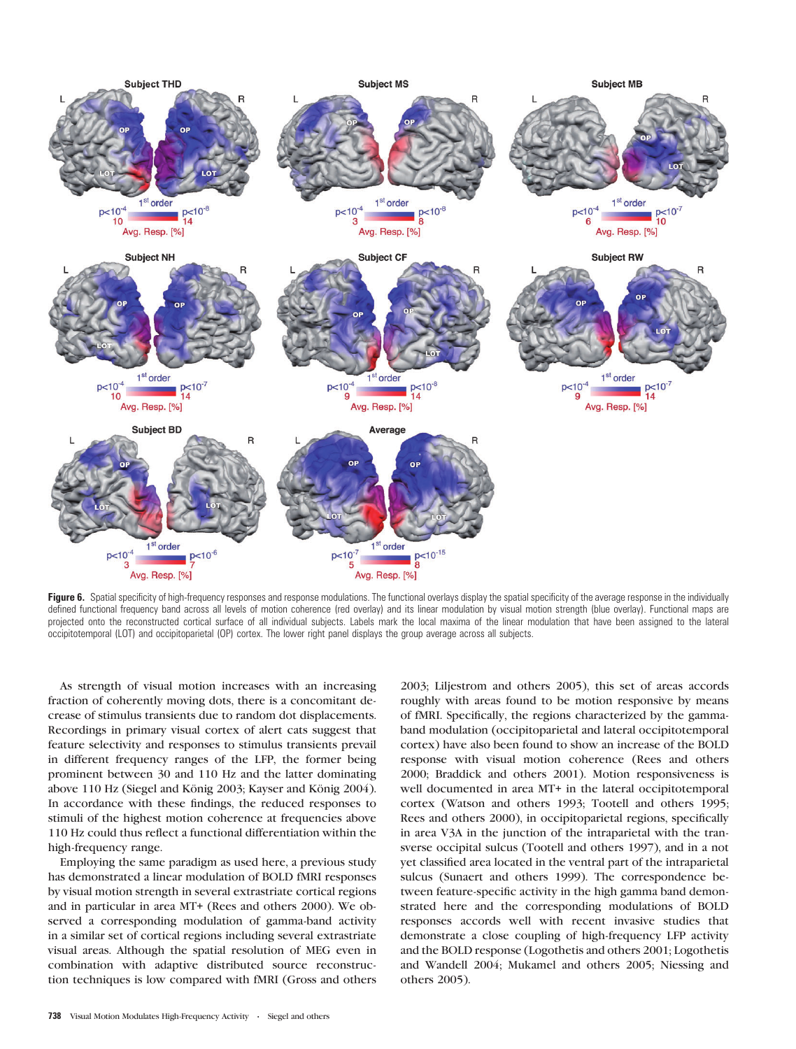**Figure 6.** Spatial specificity of high-frequency responses and response modulations. The functional overlays display the spatial specificity of the average response in the individually defined functional frequency band across all levels of motion coherence (red overlay) and its linear modulation by visual motion strength (blue overlay). Functional maps are projected onto the reconstructed cortical surface of all individual subjects. Labels mark the local maxima of the linear modulation that have been assigned to the lateral occipitotemporal (LOT) and occipitoparietal (OP) cortex. The lower right panel displays the group average across all subjects.

As strength of visual motion increases with an increasing fraction of coherently moving dots, there is a concomitant decrease of stimulus transients due to random dot displacements. Recordings in primary visual cortex of alert cats suggest that feature selectivity and responses to stimulus transients prevail in different frequency ranges of the LFP, the former being prominent between 30 and 110 Hz and the latter dominating above 110 Hz (Siegel and König 2003; Kayser and König 2004). In accordance with these findings, the reduced responses to stimuli of the highest motion coherence at frequencies above 110 Hz could thus reflect a functional differentiation within the high-frequency range.

Employing the same paradigm as used here, a previous study has demonstrated a linear modulation of BOLD fMRI responses by visual motion strength in several extrastriate cortical regions and in particular in area MT+ (Rees and others 2000). We observed a corresponding modulation of gamma-band activity in a similar set of cortical regions including several extrastriate visual areas. Although the spatial resolution of MEG even in combination with adaptive distributed source reconstruction techniques is low compared with fMRI (Gross and others 2003; Liljestrom and others 2005), this set of areas accords roughly with areas found to be motion responsive by means of fMRI. Specifically, the regions characterized by the gamma-band modulation (occipitoparietal and lateral occipitotemporal cortex) have also been found to show an increase of the BOLD response with visual motion coherence (Rees and others 2000; Braddick and others 2001). Motion responsiveness is well documented in area MT+ in the lateral occipitotemporal cortex (Watson and others 1993; Tootell and others 1995; Rees and others 2000), in occipitoparietal regions, specifically in area V3A in the junction of the intraparietal with the transverse occipital sulcus (Tootell and others 1997), and in a not yet classified area located in the ventral part of the intraparietal sulcus (Sunaert and others 1999). The correspondence between feature-specific activity in the high gamma band demonstrated here and the corresponding modulations of BOLD responses accords well with recent invasive studies that demonstrate a close coupling of high-frequency LFP activity and the BOLD response (Logothetis and others 2001; Logothetis and Wandell 2004; Mukamel and others 2005; Niessing and others 2005).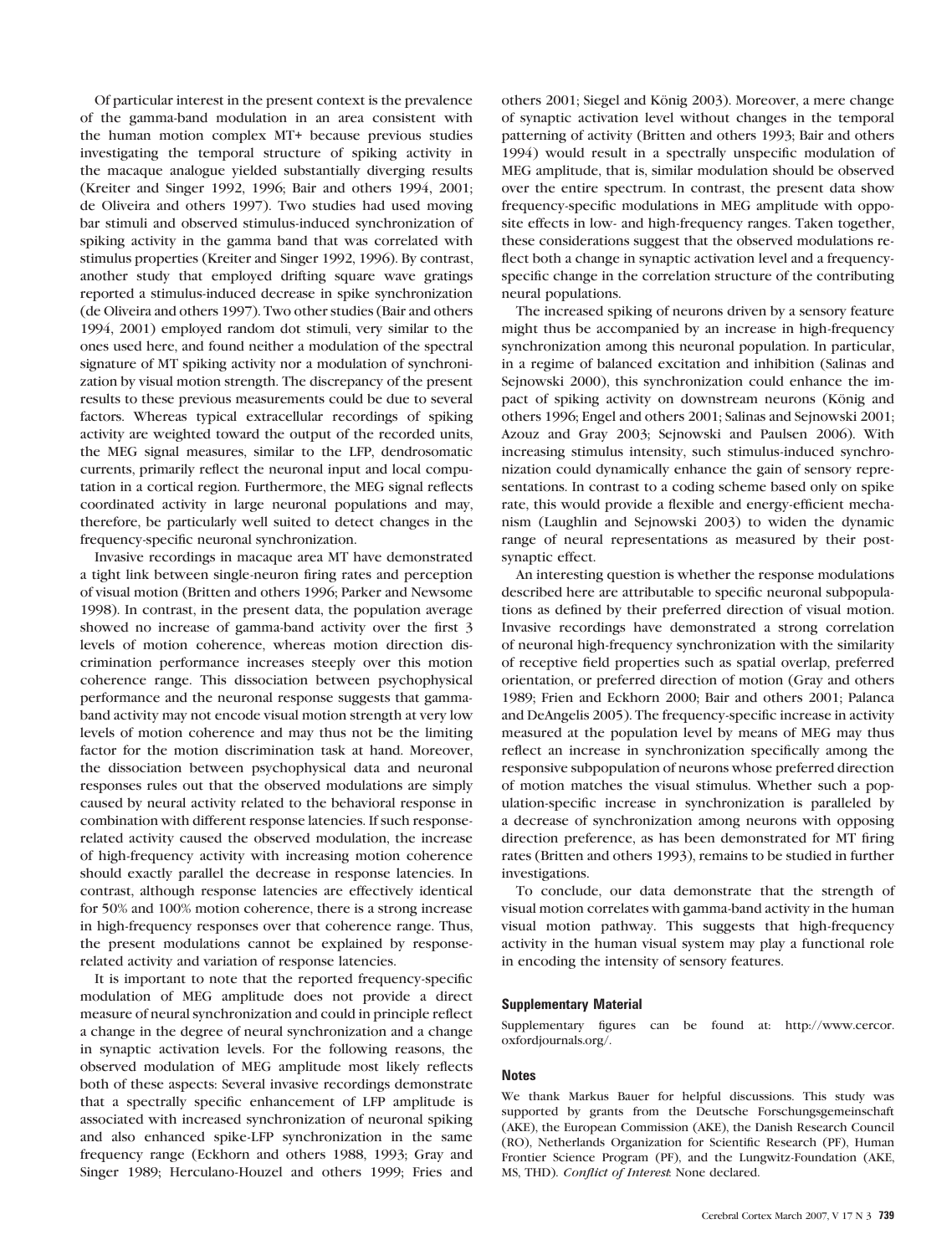Of particular interest in the present context is the prevalence of the gamma-band modulation in an area consistent with the human motion complex MT+ because previous studies investigating the temporal structure of spiking activity in the macaque analogue yielded substantially diverging results (Kreiter and Singer 1992, 1996; Bair and others 1994, 2001; de Oliveira and others 1997). Two studies had used moving bar stimuli and observed stimulus-induced synchronization of spiking activity in the gamma band that was correlated with stimulus properties (Kreiter and Singer 1992, 1996). By contrast, another study that employed drifting square wave gratings reported a stimulus-induced decrease in spike synchronization (de Oliveira and others 1997). Two other studies (Bair and others 1994, 2001) employed random dot stimuli, very similar to the ones used here, and found neither a modulation of the spectral signature of MT spiking activity nor a modulation of synchronization by visual motion strength. The discrepancy of the present results to these previous measurements could be due to several factors. Whereas typical extracellular recordings of spiking activity are weighted toward the output of the recorded units, the MEG signal measures, similar to the LFP, dendrosomatic currents, primarily reflect the neuronal input and local computation in a cortical region. Furthermore, the MEG signal reflects coordinated activity in large neuronal populations and may, therefore, be particularly well suited to detect changes in the frequency-specific neuronal synchronization.

Invasive recordings in macaque area MT have demonstrated a tight link between single-neuron firing rates and perception of visual motion (Britten and others 1996; Parker and Newsome 1998). In contrast, in the present data, the population average showed no increase of gamma-band activity over the first 3 levels of motion coherence, whereas motion direction discrimination performance increases steeply over this motion coherence range. This dissociation between psychophysical performance and the neuronal response suggests that gamma-band activity may not encode visual motion strength at very low levels of motion coherence and may thus not be the limiting factor for the motion discrimination task at hand. Moreover, the dissociation between psychophysical data and neuronal responses rules out that the observed modulations are simply caused by neural activity related to the behavioral response in combination with different response latencies. If such response-related activity caused the observed modulation, the increase of high-frequency activity with increasing motion coherence should exactly parallel the decrease in response latencies. In contrast, although response latencies are effectively identical for 50% and 100% motion coherence, there is a strong increase in high-frequency responses over that coherence range. Thus, the present modulations cannot be explained by response-related activity and variation of response latencies.

It is important to note that the reported frequency-specific modulation of MEG amplitude does not provide a direct measure of neural synchronization and could in principle reflect a change in the degree of neural synchronization and a change in synaptic activation levels. For the following reasons, the observed modulation of MEG amplitude most likely reflects both of these aspects: Several invasive recordings demonstrate that a spectrally specific enhancement of LFP amplitude is associated with increased synchronization of neuronal spiking and also enhanced spike-LFP synchronization in the same frequency range (Eckhorn and others 1988, 1993; Gray and Singer 1989; Herculano-Houzel and others 1999; Fries and others 2001; Siegel and König 2003). Moreover, a mere change of synaptic activation level without changes in the temporal patterning of activity (Britten and others 1993; Bair and others 1994) would result in a spectrally unspecific modulation of MEG amplitude, that is, similar modulation should be observed over the entire spectrum. In contrast, the present data show frequency-specific modulations in MEG amplitude with opposite effects in low- and high-frequency ranges. Taken together, these considerations suggest that the observed modulations reflect both a change in synaptic activation level and a frequency-specific change in the correlation structure of the contributing neural populations.

The increased spiking of neurons driven by a sensory feature might thus be accompanied by an increase in high-frequency synchronization among this neuronal population. In particular, in a regime of balanced excitation and inhibition (Salinas and Sejnowski 2000), this synchronization could enhance the impact of spiking activity on downstream neurons (König and others 1996; Engel and others 2001; Salinas and Sejnowski 2001; Azouz and Gray 2003; Sejnowski and Paulsen 2006). With increasing stimulus intensity, such stimulus-induced synchronization could dynamically enhance the gain of sensory representations. In contrast to a coding scheme based only on spike rate, this would provide a flexible and energy-efficient mechanism (Laughlin and Sejnowski 2003) to widen the dynamic range of neural representations as measured by their postsynaptic effect.

An interesting question is whether the response modulations described here are attributable to specific neuronal subpopulations as defined by their preferred direction of visual motion. Invasive recordings have demonstrated a strong correlation of neuronal high-frequency synchronization with the similarity of receptive field properties such as spatial overlap, preferred orientation, or preferred direction of motion (Gray and others 1989; Frien and Eckhorn 2000; Bair and others 2001; Palanca and DeAngelis 2005). The frequency-specific increase in activity measured at the population level by means of MEG may thus reflect an increase in synchronization specifically among the responsive subpopulation of neurons whose preferred direction of motion matches the visual stimulus. Whether such a population-specific increase in synchronization is paralleled by a decrease of synchronization among neurons with opposing direction preference, as has been demonstrated for MT firing rates (Britten and others 1993), remains to be studied in further investigations.

To conclude, our data demonstrate that the strength of visual motion correlates with gamma-band activity in the human visual motion pathway. This suggests that high-frequency activity in the human visual system may play a functional role in encoding the intensity of sensory features.

### Supplementary Material

Supplementary figures can be found at: http://www.cercor.oxfordjournals.org/.

### Notes

We thank Markus Bauer for helpful discussions. This study was supported by grants from the Deutsche Forschungsgemeinschaft (AKE), the European Commission (AKE), the Danish Research Council (RO), Netherlands Organization for Scientific Research (PF), Human Frontier Science Program (PF), and the Lungwitz-Foundation (AKE, MS, THD). *Conflict of Interest*: None declared.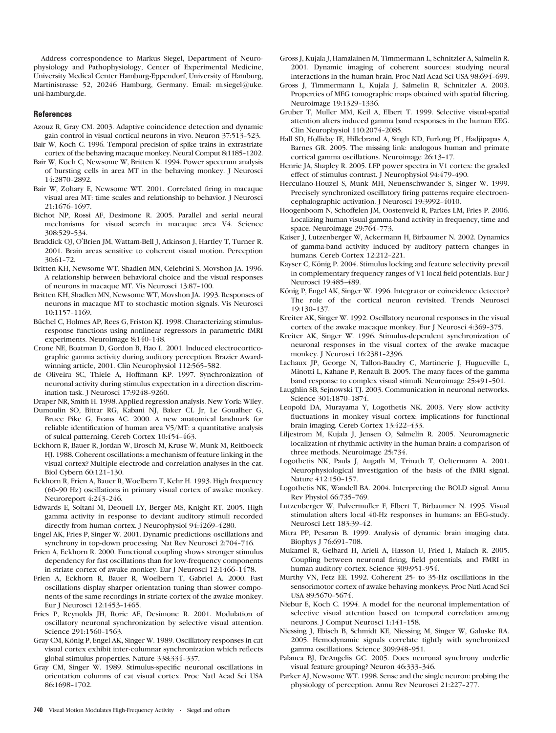Address correspondence to Markus Siegel, Department of Neurophysiology and Pathophysiology, Center of Experimental Medicine, University Medical Center Hamburg-Eppendorf, University of Hamburg, Martinistrasse 52, 20246 Hamburg, Germany. Email: m.siegel@uke.uni-hamburg.de.

## References

Azouz R, Gray CM. 2003. Adaptive coincidence detection and dynamic gain control in visual cortical neurons in vivo. Neuron 37:513–523.

Bair W, Koch C. 1996. Temporal precision of spike trains in extrastriate cortex of the behaving macaque monkey. Neural Comput 8:1185–1202.

Bair W, Koch C, Newsome W, Britten K. 1994. Power spectrum analysis of bursting cells in area MT in the behaving monkey. J Neurosci 14:2870–2892.

Bair W, Zohary E, Newsome WT. 2001. Correlated firing in macaque visual area MT: time scales and relationship to behavior. J Neurosci 21:1676–1697.

Bichot NP, Rossi AF, Desimone R. 2005. Parallel and serial neural mechanisms for visual search in macaque area V4. Science 308:529–534.

Braddick OJ, O'Brien JM, Wattam-Bell J, Atkinson J, Hartley T, Turner R. 2001. Brain areas sensitive to coherent visual motion. Perception 30:61–72.

Britten KH, Newsome WT, Shadlen MN, Celebrini S, Movshon JA. 1996. A relationship between behavioral choice and the visual responses of neurons in macaque MT. Vis Neurosci 13:87–100.

Britten KH, Shadlen MN, Newsome WT, Movshon JA. 1993. Responses of neurons in macaque MT to stochastic motion signals. Vis Neurosci 10:1157–1169.

Büchel C, Holmes AP, Rees G, Friston KJ. 1998. Characterizing stimulus-response functions using nonlinear regressors in parametric fMRI experiments. Neuroimage 8:140–148.

Crone NE, Boatman D, Gordon B, Hao L. 2001. Induced electrocorticographic gamma activity during auditory perception. Brazier Award-winning article, 2001. Clin Neurophysiol 112:565–582.

de Oliveira SC, Thiele A, Hoffmann KP. 1997. Synchronization of neuronal activity during stimulus expectation in a direction discrimination task. J Neurosci 17:9248–9260.

Draper NR, Smith H. 1998. Applied regression analysis. New York: Wiley.

Dumoulin SO, Bittar RG, Kabani NJ, Baker CL Jr, Le Goualher G, Bruce Pike G, Evans AC. 2000. A new anatomical landmark for reliable identification of human area V5/MT: a quantitative analysis of sulcal patterning. Cereb Cortex 10:454–463.

Eckhorn R, Bauer R, Jordan W, Brosch M, Kruse W, Munk M, Reitboeck HJ. 1988. Coherent oscillations: a mechanism of feature linking in the visual cortex? Multiple electrode and correlation analyses in the cat. Biol Cybern 60:121–130.

Eckhorn R, Frien A, Bauer R, Woelbern T, Kehr H. 1993. High frequency (60–90 Hz) oscillations in primary visual cortex of awake monkey. Neuroreport 4:243–246.

Edwards E, Soltani M, Deouell LY, Berger MS, Knight RT. 2005. High gamma activity in response to deviant auditory stimuli recorded directly from human cortex. J Neurophysiol 94:4269–4280.

Engel AK, Fries P, Singer W. 2001. Dynamic predictions: oscillations and synchrony in top-down processing. Nat Rev Neurosci 2:704–716.

Frien A, Eckhorn R. 2000. Functional coupling shows stronger stimulus dependency for fast oscillations than for low-frequency components in striate cortex of awake monkey. Eur J Neurosci 12:1466–1478.

Frien A, Eckhorn R, Bauer R, Woelbern T, Gabriel A. 2000. Fast oscillations display sharper orientation tuning than slower components of the same recordings in striate cortex of the awake monkey. Eur J Neurosci 12:1453–1465.

Fries P, Reynolds JH, Rorie AE, Desimone R. 2001. Modulation of oscillatory neuronal synchronization by selective visual attention. Science 291:1560–1563.

Gray CM, König P, Engel AK, Singer W. 1989. Oscillatory responses in cat visual cortex exhibit inter-columnar synchronization which reflects global stimulus properties. Nature 338:334–337.

Gray CM, Singer W. 1989. Stimulus-specific neuronal oscillations in orientation columns of cat visual cortex. Proc Natl Acad Sci USA 86:1698–1702.

Gross J, Kujala J, Hamalainen M, Timmermann L, Schnitzler A, Salmelin R. 2001. Dynamic imaging of coherent sources: studying neural interactions in the human brain. Proc Natl Acad Sci USA 98:694–699.

Gross J, Timmermann L, Kujala J, Salmelin R, Schnitzler A. 2003. Properties of MEG tomographic maps obtained with spatial filtering. Neuroimage 19:1329–1336.

Gruber T, Muller MM, Keil A, Elbert T. 1999. Selective visual-spatial attention alters induced gamma band responses in the human EEG. Clin Neurophysiol 110:2074–2085.

Hall SD, Holliday IE, Hillebrand A, Singh KD, Furlong PL, Hadjipapas A, Barnes GR. 2005. The missing link: analogous human and primate cortical gamma oscillations. Neuroimage 26:13–17.

Henrie JA, Shapley R. 2005. LFP power spectra in V1 cortex: the graded effect of stimulus contrast. J Neurophysiol 94:479–490.

Herculano-Houzel S, Munk MH, Neuenschwander S, Singer W. 1999. Precisely synchronized oscillatory firing patterns require electroencephalographic activation. J Neurosci 19:3992–4010.

Hoogenboom N, Schoffelen JM, Oostenveld R, Parkes LM, Fries P. 2006. Localizing human visual gamma-band activity in frequency, time and space. Neuroimage 29:764–773.

Kaiser J, Lutzenberger W, Ackermann H, Birbaumer N. 2002. Dynamics of gamma-band activity induced by auditory pattern changes in humans. Cereb Cortex 12:212–221.

Kayser C, König P. 2004. Stimulus locking and feature selectivity prevail in complementary frequency ranges of V1 local field potentials. Eur J Neurosci 19:485–489.

König P, Engel AK, Singer W. 1996. Integrator or coincidence detector? The role of the cortical neuron revisited. Trends Neurosci 19:130–137.

Kreiter AK, Singer W. 1992. Oscillatory neuronal responses in the visual cortex of the awake macaque monkey. Eur J Neurosci 4:369–375.

Kreiter AK, Singer W. 1996. Stimulus-dependent synchronization of neuronal responses in the visual cortex of the awake macaque monkey. J Neurosci 16:2381–2396.

Lachaux JP, George N, Tallon-Baudry C, Martinerie J, Hugueville L, Minotti L, Kahane P, Renault B. 2005. The many faces of the gamma band response to complex visual stimuli. Neuroimage 25:491–501.

Laughlin SB, Sejnowski TJ. 2003. Communication in neuronal networks. Science 301:1870–1874.

Leopold DA, Murayama Y, Logothetis NK. 2003. Very slow activity fluctuations in monkey visual cortex: implications for functional brain imaging. Cereb Cortex 13:422–433.

Liljestrom M, Kujala J, Jensen O, Salmelin R. 2005. Neuromagnetic localization of rhythmic activity in the human brain: a comparison of three methods. Neuroimage 25:734.

Logothetis NK, Pauls J, Augath M, Trinath T, Oeltermann A. 2001. Neurophysiological investigation of the basis of the fMRI signal. Nature 412:150–157.

Logothetis NK, Wandell BA. 2004. Interpreting the BOLD signal. Annu Rev Physiol 66:735–769.

Lutzenberger W, Pulvermuller F, Elbert T, Birbaumer N. 1995. Visual stimulation alters local 40-Hz responses in humans: an EEG-study. Neurosci Lett 183:39–42.

Mitra PP, Pesaran B. 1999. Analysis of dynamic brain imaging data. Biophys J 76:691–708.

Mukamel R, Gelbard H, Arieli A, Hasson U, Fried I, Malach R. 2005. Coupling between neuronal firing, field potentials, and FMRI in human auditory cortex. Science 309:951–954.

Murthy VN, Fetz EE. 1992. Coherent 25- to 35-Hz oscillations in the sensorimotor cortex of awake behaving monkeys. Proc Natl Acad Sci USA 89:5670–5674.

Niebur E, Koch C. 1994. A model for the neuronal implementation of selective visual attention based on temporal correlation among neurons. J Comput Neurosci 1:141–158.

Niessing J, Ebisch B, Schmidt KE, Niessing M, Singer W, Galuske RA. 2005. Hemodynamic signals correlate tightly with synchronized gamma oscillations. Science 309:948–951.

Palanca BJ, DeAngelis GC. 2005. Does neuronal synchrony underlie visual feature grouping? Neuron 46:333–346.

Parker AJ, Newsome WT. 1998. Sense and the single neuron: probing the physiology of perception. Annu Rev Neurosci 21:227–277.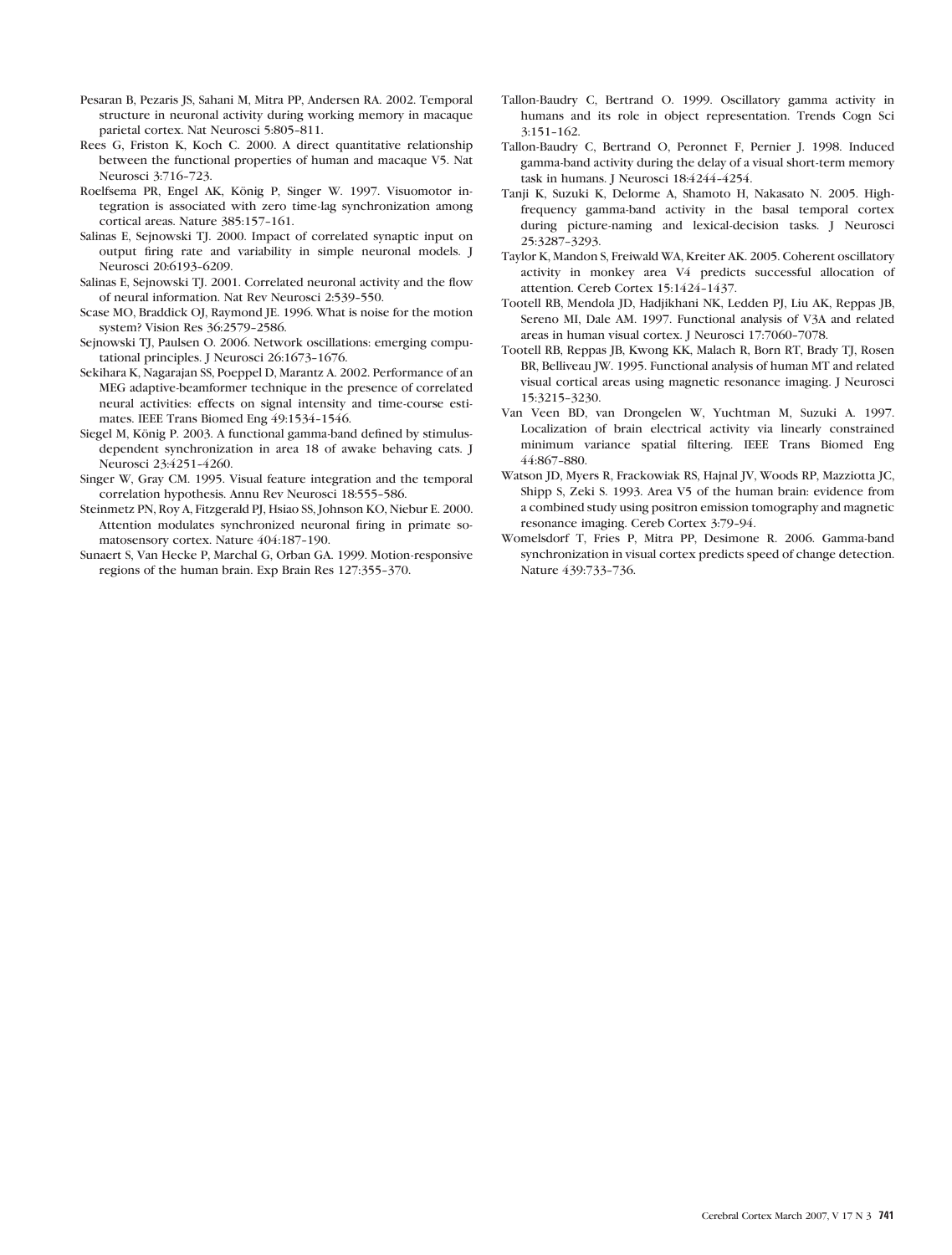Pesaran B, Pezaris JS, Sahani M, Mitra PP, Andersen RA. 2002. Temporal structure in neuronal activity during working memory in macaque parietal cortex. Nat Neurosci 5:805–811.

Rees G, Friston K, Koch C. 2000. A direct quantitative relationship between the functional properties of human and macaque V5. Nat Neurosci 3:716–723.

Roelfsema PR, Engel AK, König P, Singer W. 1997. Visuomotor integration is associated with zero time-lag synchronization among cortical areas. Nature 385:157–161.

Salinas E, Sejnowski TJ. 2000. Impact of correlated synaptic input on output firing rate and variability in simple neuronal models. J Neurosci 20:6193–6209.

Salinas E, Sejnowski TJ. 2001. Correlated neuronal activity and the flow of neural information. Nat Rev Neurosci 2:539–550.

Scase MO, Braddick OJ, Raymond JE. 1996. What is noise for the motion system? Vision Res 36:2579–2586.

Sejnowski TJ, Paulsen O. 2006. Network oscillations: emerging computational principles. J Neurosci 26:1673–1676.

Sekihara K, Nagarajan SS, Poeppel D, Marantz A. 2002. Performance of an MEG adaptive-beamformer technique in the presence of correlated neural activities: effects on signal intensity and time-course estimates. IEEE Trans Biomed Eng 49:1534–1546.

Siegel M, König P. 2003. A functional gamma-band defined by stimulus-dependent synchronization in area 18 of awake behaving cats. J Neurosci 23:4251–4260.

Singer W, Gray CM. 1995. Visual feature integration and the temporal correlation hypothesis. Annu Rev Neurosci 18:555–586.

Steinmetz PN, Roy A, Fitzgerald PJ, Hsiao SS, Johnson KO, Niebur E. 2000. Attention modulates synchronized neuronal firing in primate somatosensory cortex. Nature 404:187–190.

Sunaert S, Van Hecke P, Marchal G, Orban GA. 1999. Motion-responsive regions of the human brain. Exp Brain Res 127:355–370.

Tallon-Baudry C, Bertrand O. 1999. Oscillatory gamma activity in humans and its role in object representation. Trends Cogn Sci 3:151–162.

Tallon-Baudry C, Bertrand O, Peronnet F, Pernier J. 1998. Induced gamma-band activity during the delay of a visual short-term memory task in humans. J Neurosci 18:4244–4254.

Tanji K, Suzuki K, Delorme A, Shamoto H, Nakasato N. 2005. High-frequency gamma-band activity in the basal temporal cortex during picture-naming and lexical-decision tasks. J Neurosci 25:3287–3293.

Taylor K, Mandon S, Freiwald WA, Kreiter AK. 2005. Coherent oscillatory activity in monkey area V4 predicts successful allocation of attention. Cereb Cortex 15:1424–1437.

Tootell RB, Mendola JD, Hadjikhani NK, Ledden PJ, Liu AK, Reppas JB, Sereno MI, Dale AM. 1997. Functional analysis of V3A and related areas in human visual cortex. J Neurosci 17:7060–7078.

Tootell RB, Reppas JB, Kwong KK, Malach R, Born RT, Brady TJ, Rosen BR, Belliveau JW. 1995. Functional analysis of human MT and related visual cortical areas using magnetic resonance imaging. J Neurosci 15:3215–3230.

Van Veen BD, van Drongelen W, Yuchtman M, Suzuki A. 1997. Localization of brain electrical activity via linearly constrained minimum variance spatial filtering. IEEE Trans Biomed Eng 44:867–880.

Watson JD, Myers R, Frackowiak RS, Hajnal JV, Woods RP, Mazziotta JC, Shipp S, Zeki S. 1993. Area V5 of the human brain: evidence from a combined study using positron emission tomography and magnetic resonance imaging. Cereb Cortex 3:79–94.

Womelsdorf T, Fries P, Mitra PP, Desimone R. 2006. Gamma-band synchronization in visual cortex predicts speed of change detection. Nature 439:733–736.